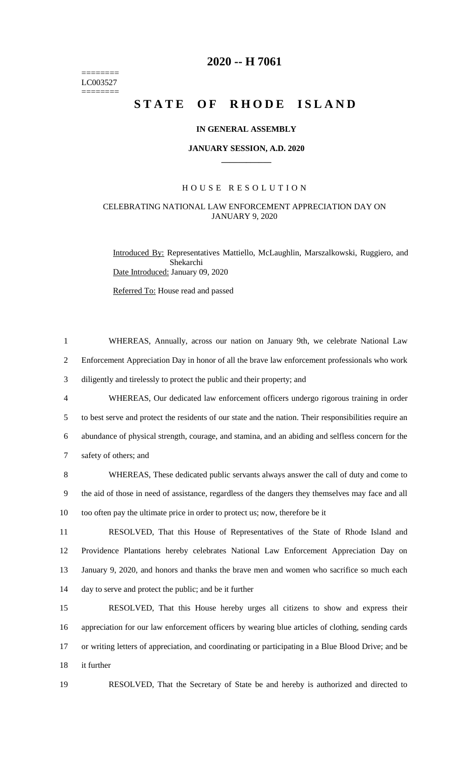# 2020 -- H 7061

========
LC003527
========

## STATE OF RHODE ISLAND

### IN GENERAL ASSEMBLY

### JANUARY SESSION, A.D. 2020

### HOUSE RESOLUTION

CELEBRATING NATIONAL LAW ENFORCEMENT APPRECIATION DAY ON JANUARY 9, 2020

Introduced By: Representatives Mattiello, McLaughlin, Marszalkowski, Ruggiero, and Shekarchi

Date Introduced: January 09, 2020

Referred To: House read and passed

1 WHEREAS, Annually, across our nation on January 9th, we celebrate National Law
2 Enforcement Appreciation Day in honor of all the brave law enforcement professionals who work
3 diligently and tirelessly to protect the public and their property; and
4 WHEREAS, Our dedicated law enforcement officers undergo rigorous training in order
5 to best serve and protect the residents of our state and the nation. Their responsibilities require an
6 abundance of physical strength, courage, and stamina, and an abiding and selfless concern for the
7 safety of others; and
8 WHEREAS, These dedicated public servants always answer the call of duty and come to
9 the aid of those in need of assistance, regardless of the dangers they themselves may face and all
10 too often pay the ultimate price in order to protect us; now, therefore be it
11 RESOLVED, That this House of Representatives of the State of Rhode Island and
12 Providence Plantations hereby celebrates National Law Enforcement Appreciation Day on
13 January 9, 2020, and honors and thanks the brave men and women who sacrifice so much each
14 day to serve and protect the public; and be it further
15 RESOLVED, That this House hereby urges all citizens to show and express their
16 appreciation for our law enforcement officers by wearing blue articles of clothing, sending cards
17 or writing letters of appreciation, and coordinating or participating in a Blue Blood Drive; and be
18 it further
19 RESOLVED, That the Secretary of State be and hereby is authorized and directed to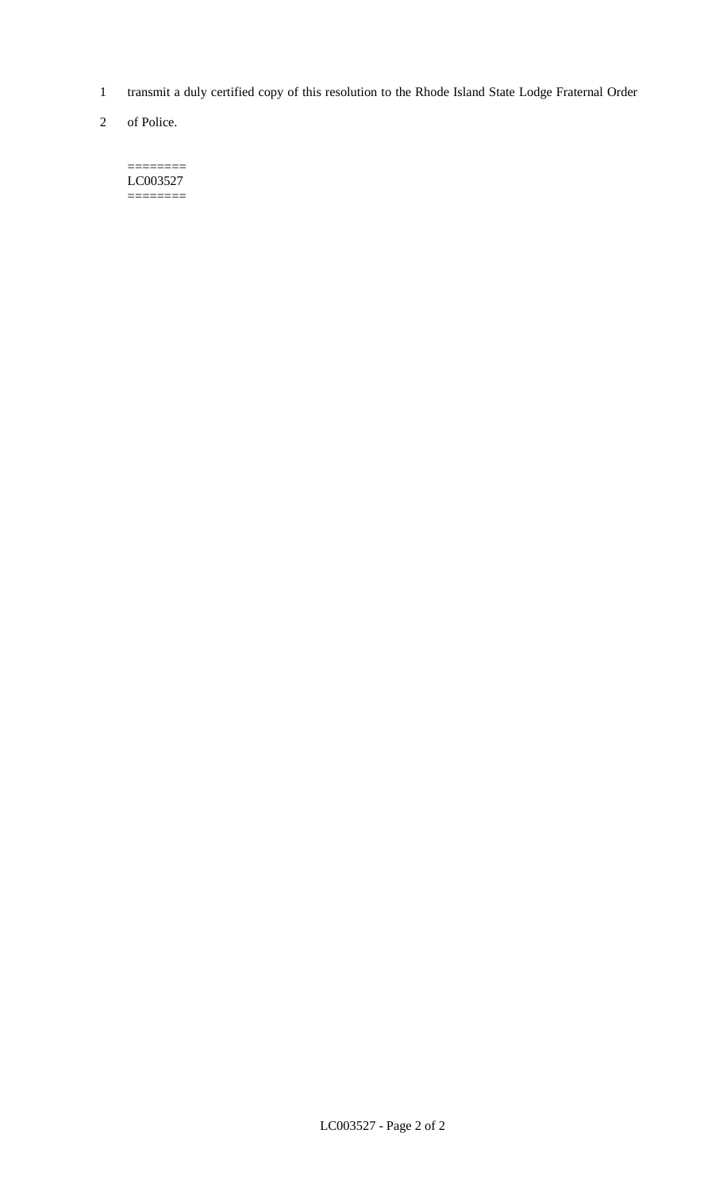transmit a duly certified copy of this resolution to the Rhode Island State Lodge Fraternal Order of Police.

========
LC003527
========